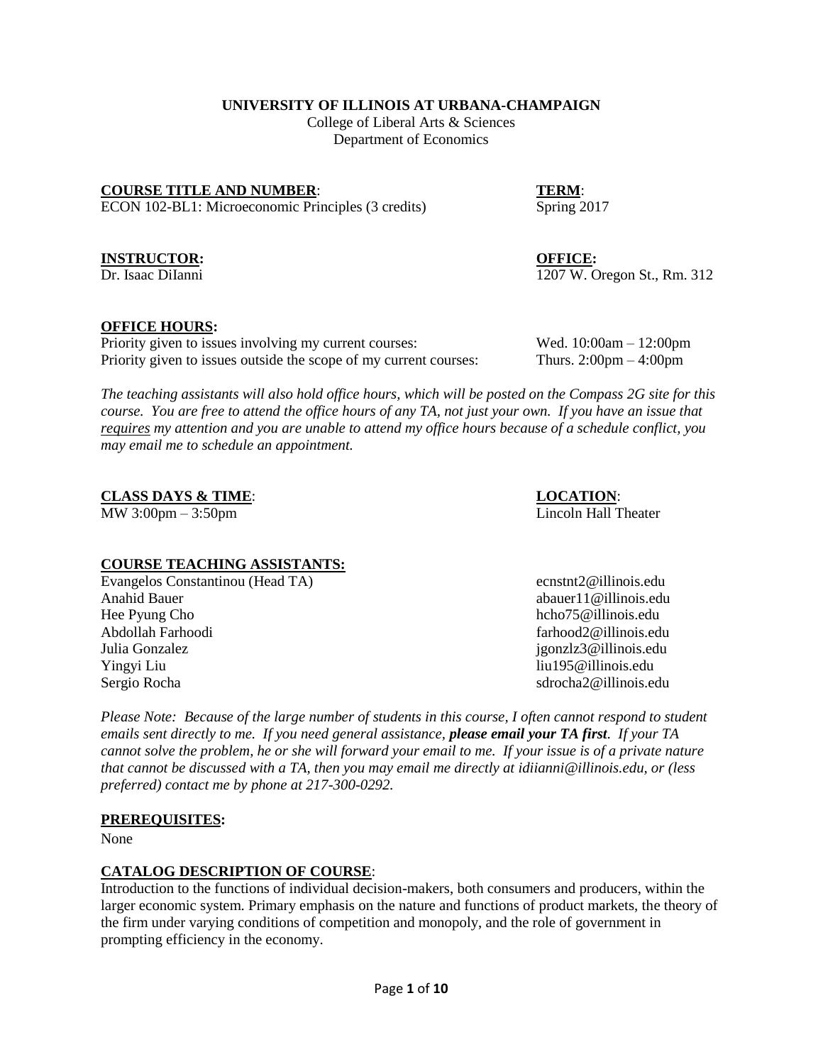**UNIVERSITY OF ILLINOIS AT URBANA-CHAMPAIGN**
College of Liberal Arts & Sciences
Department of Economics

**COURSE TITLE AND NUMBER**:
ECON 102-BL1: Microeconomic Principles (3 credits)

**TERM**:
Spring 2017

**INSTRUCTOR:**
Dr. Isaac DiIanni

**OFFICE:**
1207 W. Oregon St., Rm. 312

**OFFICE HOURS:**
Priority given to issues involving my current courses: Wed. 10:00am – 12:00pm
Priority given to issues outside the scope of my current courses: Thurs. 2:00pm – 4:00pm

*The teaching assistants will also hold office hours, which will be posted on the Compass 2G site for this course. You are free to attend the office hours of any TA, not just your own. If you have an issue that requires my attention and you are unable to attend my office hours because of a schedule conflict, you may email me to schedule an appointment.*

**CLASS DAYS & TIME**:
MW 3:00pm – 3:50pm

**LOCATION**:
Lincoln Hall Theater

**COURSE TEACHING ASSISTANTS:**

| Name | Email |
| --- | --- |
| Evangelos Constantinou (Head TA) | ecnstnt2@illinois.edu |
| Anahid Bauer | abauer11@illinois.edu |
| Hee Pyung Cho | hcho75@illinois.edu |
| Abdollah Farhoodi | farhood2@illinois.edu |
| Julia Gonzalez | jgonzlz3@illinois.edu |
| Yingyi Liu | liu195@illinois.edu |
| Sergio Rocha | sdrocha2@illinois.edu |

*Please Note: Because of the large number of students in this course, I often cannot respond to student emails sent directly to me. If you need general assistance,* ***please email your TA first****. If your TA cannot solve the problem, he or she will forward your email to me. If your issue is of a private nature that cannot be discussed with a TA, then you may email me directly at idiianni@illinois.edu, or (less preferred) contact me by phone at 217-300-0292.*

**PREREQUISITES:**
None

**CATALOG DESCRIPTION OF COURSE**:
Introduction to the functions of individual decision-makers, both consumers and producers, within the larger economic system. Primary emphasis on the nature and functions of product markets, the theory of the firm under varying conditions of competition and monopoly, and the role of government in prompting efficiency in the economy.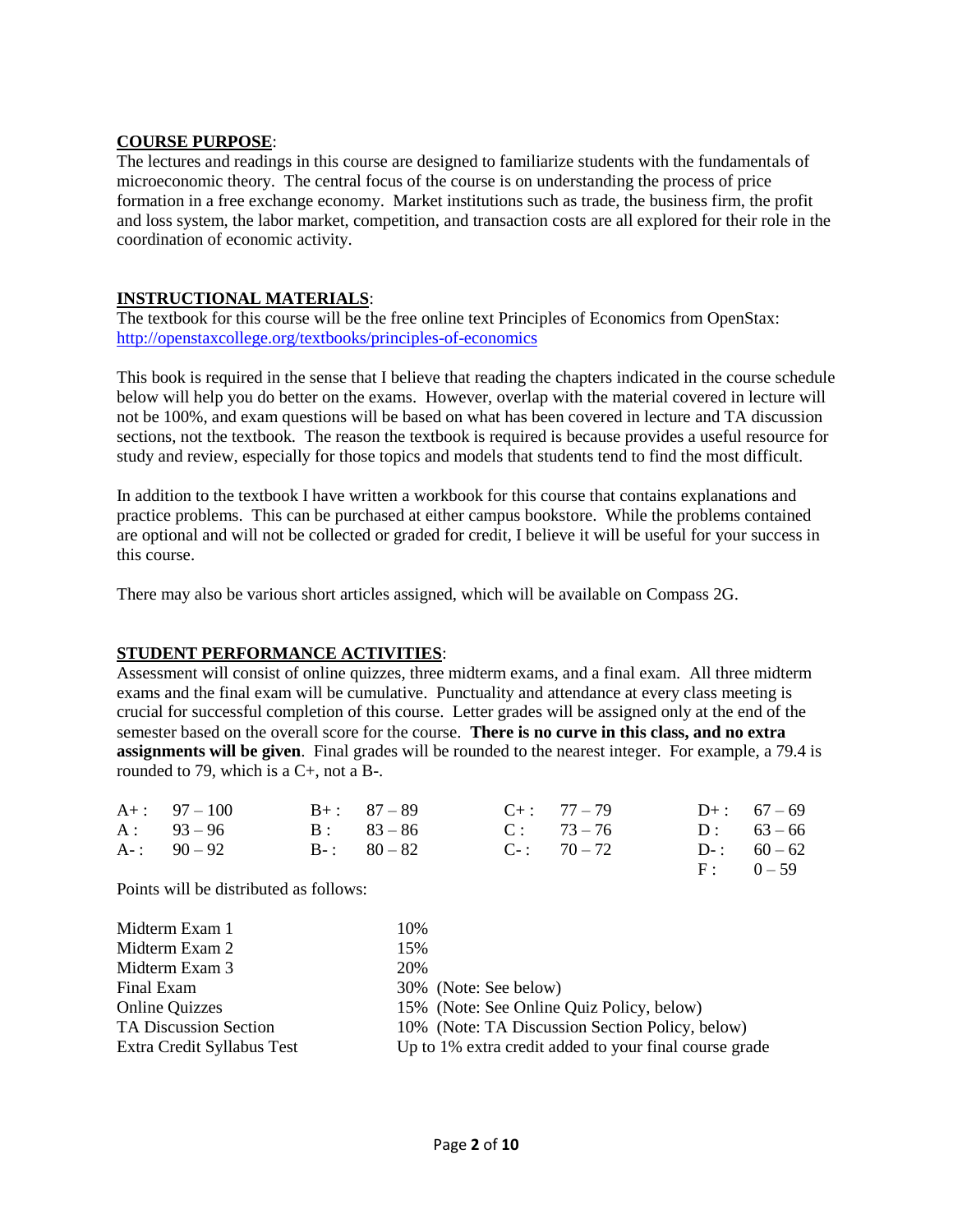**COURSE PURPOSE**:

The lectures and readings in this course are designed to familiarize students with the fundamentals of microeconomic theory. The central focus of the course is on understanding the process of price formation in a free exchange economy. Market institutions such as trade, the business firm, the profit and loss system, the labor market, competition, and transaction costs are all explored for their role in the coordination of economic activity.

**INSTRUCTIONAL MATERIALS**:

The textbook for this course will be the free online text Principles of Economics from OpenStax: http://openstaxcollege.org/textbooks/principles-of-economics

This book is required in the sense that I believe that reading the chapters indicated in the course schedule below will help you do better on the exams. However, overlap with the material covered in lecture will not be 100%, and exam questions will be based on what has been covered in lecture and TA discussion sections, not the textbook. The reason the textbook is required is because provides a useful resource for study and review, especially for those topics and models that students tend to find the most difficult.

In addition to the textbook I have written a workbook for this course that contains explanations and practice problems. This can be purchased at either campus bookstore. While the problems contained are optional and will not be collected or graded for credit, I believe it will be useful for your success in this course.

There may also be various short articles assigned, which will be available on Compass 2G.

**STUDENT PERFORMANCE ACTIVITIES**:

Assessment will consist of online quizzes, three midterm exams, and a final exam. All three midterm exams and the final exam will be cumulative. Punctuality and attendance at every class meeting is crucial for successful completion of this course. Letter grades will be assigned only at the end of the semester based on the overall score for the course. **There is no curve in this class, and no extra assignments will be given**. Final grades will be rounded to the nearest integer. For example, a 79.4 is rounded to 79, which is a C+, not a B-.

| | | | | | | | |
|---|---|---|---|---|---|---|---|
| A+ : | 97 – 100 | B+ : | 87 – 89 | C+ : | 77 – 79 | D+ : | 67 – 69 |
| A : | 93 – 96 | B : | 83 – 86 | C : | 73 – 76 | D : | 63 – 66 |
| A- : | 90 – 92 | B- : | 80 – 82 | C- : | 70 – 72 | D- : | 60 – 62 |
| | | | | | | F : | 0 – 59 |

Points will be distributed as follows:

| | |
|---|---|
| Midterm Exam 1 | 10% |
| Midterm Exam 2 | 15% |
| Midterm Exam 3 | 20% |
| Final Exam | 30% (Note: See below) |
| Online Quizzes | 15% (Note: See Online Quiz Policy, below) |
| TA Discussion Section | 10% (Note: TA Discussion Section Policy, below) |
| Extra Credit Syllabus Test | Up to 1% extra credit added to your final course grade |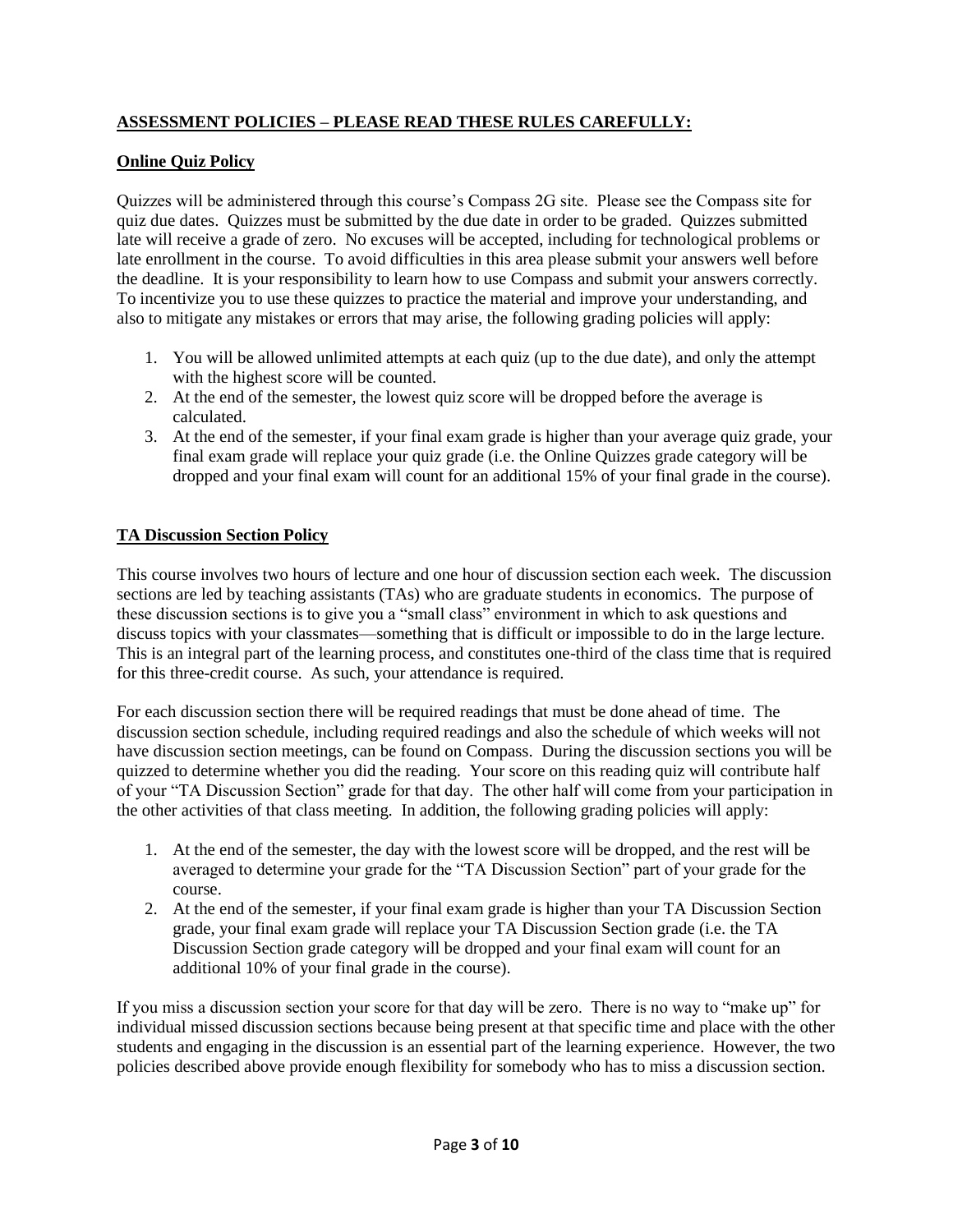## ASSESSMENT POLICIES – PLEASE READ THESE RULES CAREFULLY:

### Online Quiz Policy

Quizzes will be administered through this course's Compass 2G site. Please see the Compass site for quiz due dates. Quizzes must be submitted by the due date in order to be graded. Quizzes submitted late will receive a grade of zero. No excuses will be accepted, including for technological problems or late enrollment in the course. To avoid difficulties in this area please submit your answers well before the deadline. It is your responsibility to learn how to use Compass and submit your answers correctly. To incentivize you to use these quizzes to practice the material and improve your understanding, and also to mitigate any mistakes or errors that may arise, the following grading policies will apply:

1. You will be allowed unlimited attempts at each quiz (up to the due date), and only the attempt with the highest score will be counted.
2. At the end of the semester, the lowest quiz score will be dropped before the average is calculated.
3. At the end of the semester, if your final exam grade is higher than your average quiz grade, your final exam grade will replace your quiz grade (i.e. the Online Quizzes grade category will be dropped and your final exam will count for an additional 15% of your final grade in the course).

### TA Discussion Section Policy

This course involves two hours of lecture and one hour of discussion section each week. The discussion sections are led by teaching assistants (TAs) who are graduate students in economics. The purpose of these discussion sections is to give you a "small class" environment in which to ask questions and discuss topics with your classmates—something that is difficult or impossible to do in the large lecture. This is an integral part of the learning process, and constitutes one-third of the class time that is required for this three-credit course. As such, your attendance is required.

For each discussion section there will be required readings that must be done ahead of time. The discussion section schedule, including required readings and also the schedule of which weeks will not have discussion section meetings, can be found on Compass. During the discussion sections you will be quizzed to determine whether you did the reading. Your score on this reading quiz will contribute half of your "TA Discussion Section" grade for that day. The other half will come from your participation in the other activities of that class meeting. In addition, the following grading policies will apply:

1. At the end of the semester, the day with the lowest score will be dropped, and the rest will be averaged to determine your grade for the "TA Discussion Section" part of your grade for the course.
2. At the end of the semester, if your final exam grade is higher than your TA Discussion Section grade, your final exam grade will replace your TA Discussion Section grade (i.e. the TA Discussion Section grade category will be dropped and your final exam will count for an additional 10% of your final grade in the course).

If you miss a discussion section your score for that day will be zero. There is no way to "make up" for individual missed discussion sections because being present at that specific time and place with the other students and engaging in the discussion is an essential part of the learning experience. However, the two policies described above provide enough flexibility for somebody who has to miss a discussion section.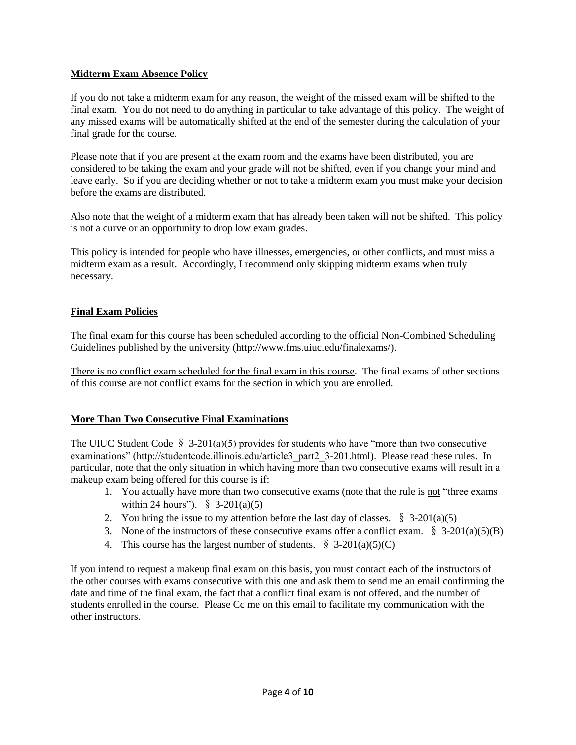## Midterm Exam Absence Policy

If you do not take a midterm exam for any reason, the weight of the missed exam will be shifted to the final exam. You do not need to do anything in particular to take advantage of this policy. The weight of any missed exams will be automatically shifted at the end of the semester during the calculation of your final grade for the course.

Please note that if you are present at the exam room and the exams have been distributed, you are considered to be taking the exam and your grade will not be shifted, even if you change your mind and leave early. So if you are deciding whether or not to take a midterm exam you must make your decision before the exams are distributed.

Also note that the weight of a midterm exam that has already been taken will not be shifted. This policy is not a curve or an opportunity to drop low exam grades.

This policy is intended for people who have illnesses, emergencies, or other conflicts, and must miss a midterm exam as a result. Accordingly, I recommend only skipping midterm exams when truly necessary.

## Final Exam Policies

The final exam for this course has been scheduled according to the official Non-Combined Scheduling Guidelines published by the university (http://www.fms.uiuc.edu/finalexams/).

There is no conflict exam scheduled for the final exam in this course. The final exams of other sections of this course are not conflict exams for the section in which you are enrolled.

## More Than Two Consecutive Final Examinations

The UIUC Student Code § 3-201(a)(5) provides for students who have "more than two consecutive examinations" (http://studentcode.illinois.edu/article3_part2_3-201.html). Please read these rules. In particular, note that the only situation in which having more than two consecutive exams will result in a makeup exam being offered for this course is if:

1. You actually have more than two consecutive exams (note that the rule is not "three exams within 24 hours"). § 3-201(a)(5)
2. You bring the issue to my attention before the last day of classes. § 3-201(a)(5)
3. None of the instructors of these consecutive exams offer a conflict exam. § 3-201(a)(5)(B)
4. This course has the largest number of students. § 3-201(a)(5)(C)

If you intend to request a makeup final exam on this basis, you must contact each of the instructors of the other courses with exams consecutive with this one and ask them to send me an email confirming the date and time of the final exam, the fact that a conflict final exam is not offered, and the number of students enrolled in the course. Please Cc me on this email to facilitate my communication with the other instructors.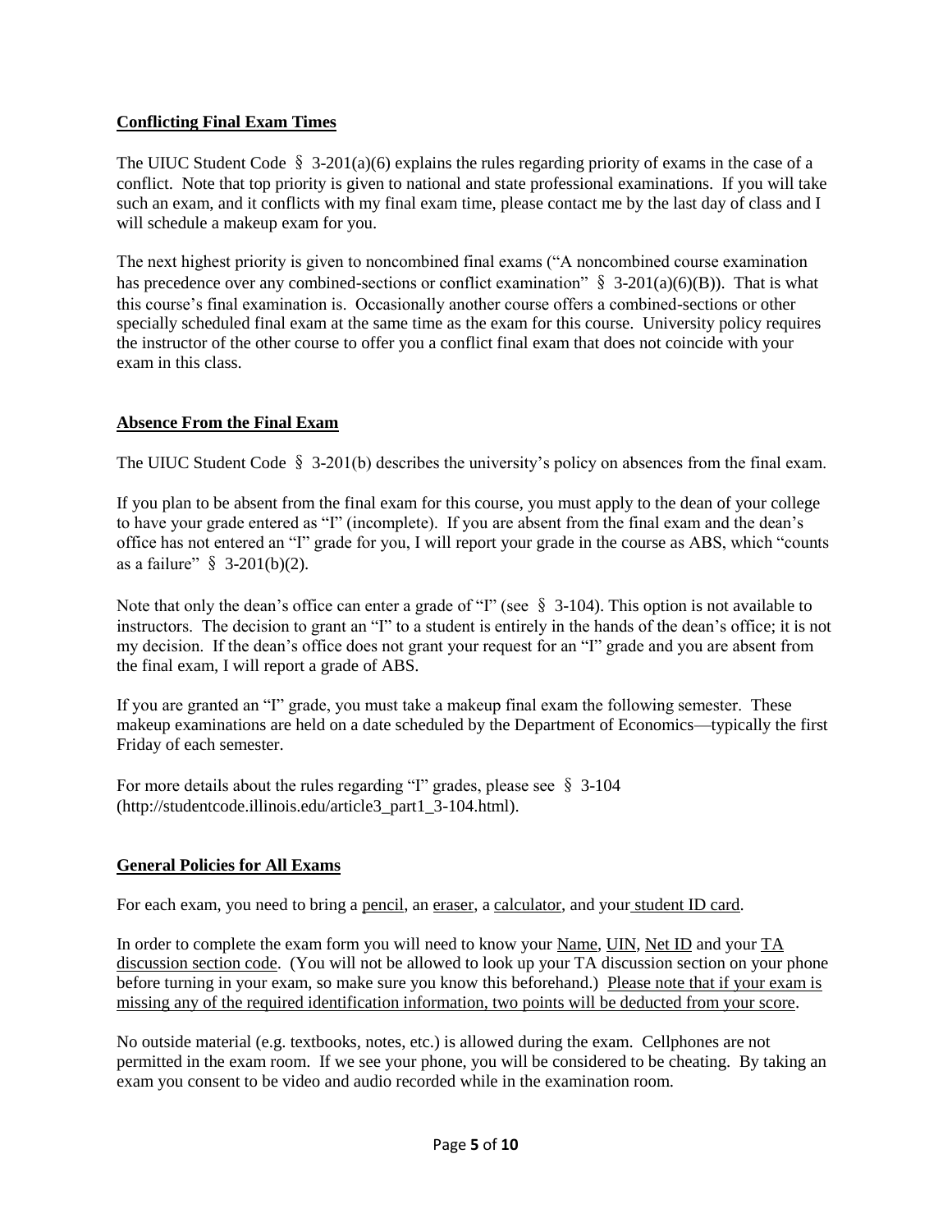## Conflicting Final Exam Times

The UIUC Student Code § 3-201(a)(6) explains the rules regarding priority of exams in the case of a conflict. Note that top priority is given to national and state professional examinations. If you will take such an exam, and it conflicts with my final exam time, please contact me by the last day of class and I will schedule a makeup exam for you.

The next highest priority is given to noncombined final exams ("A noncombined course examination has precedence over any combined-sections or conflict examination" § 3-201(a)(6)(B)). That is what this course's final examination is. Occasionally another course offers a combined-sections or other specially scheduled final exam at the same time as the exam for this course. University policy requires the instructor of the other course to offer you a conflict final exam that does not coincide with your exam in this class.

## Absence From the Final Exam

The UIUC Student Code § 3-201(b) describes the university's policy on absences from the final exam.

If you plan to be absent from the final exam for this course, you must apply to the dean of your college to have your grade entered as "I" (incomplete). If you are absent from the final exam and the dean's office has not entered an "I" grade for you, I will report your grade in the course as ABS, which "counts as a failure" § 3-201(b)(2).

Note that only the dean's office can enter a grade of "I" (see § 3-104). This option is not available to instructors. The decision to grant an "I" to a student is entirely in the hands of the dean's office; it is not my decision. If the dean's office does not grant your request for an "I" grade and you are absent from the final exam, I will report a grade of ABS.

If you are granted an "I" grade, you must take a makeup final exam the following semester. These makeup examinations are held on a date scheduled by the Department of Economics—typically the first Friday of each semester.

For more details about the rules regarding "I" grades, please see § 3-104 (http://studentcode.illinois.edu/article3_part1_3-104.html).

## General Policies for All Exams

For each exam, you need to bring a pencil, an eraser, a calculator, and your student ID card.

In order to complete the exam form you will need to know your Name, UIN, Net ID and your TA discussion section code. (You will not be allowed to look up your TA discussion section on your phone before turning in your exam, so make sure you know this beforehand.) Please note that if your exam is missing any of the required identification information, two points will be deducted from your score.

No outside material (e.g. textbooks, notes, etc.) is allowed during the exam. Cellphones are not permitted in the exam room. If we see your phone, you will be considered to be cheating. By taking an exam you consent to be video and audio recorded while in the examination room.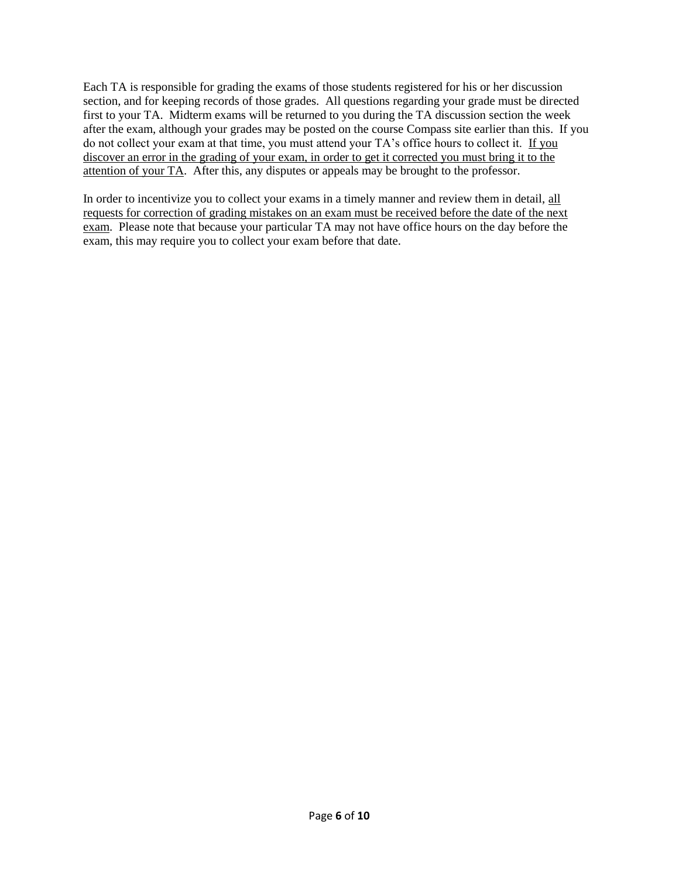Each TA is responsible for grading the exams of those students registered for his or her discussion section, and for keeping records of those grades. All questions regarding your grade must be directed first to your TA. Midterm exams will be returned to you during the TA discussion section the week after the exam, although your grades may be posted on the course Compass site earlier than this. If you do not collect your exam at that time, you must attend your TA's office hours to collect it. <u>If you discover an error in the grading of your exam, in order to get it corrected you must bring it to the attention of your TA</u>. After this, any disputes or appeals may be brought to the professor.

In order to incentivize you to collect your exams in a timely manner and review them in detail, <u>all requests for correction of grading mistakes on an exam must be received before the date of the next exam</u>. Please note that because your particular TA may not have office hours on the day before the exam, this may require you to collect your exam before that date.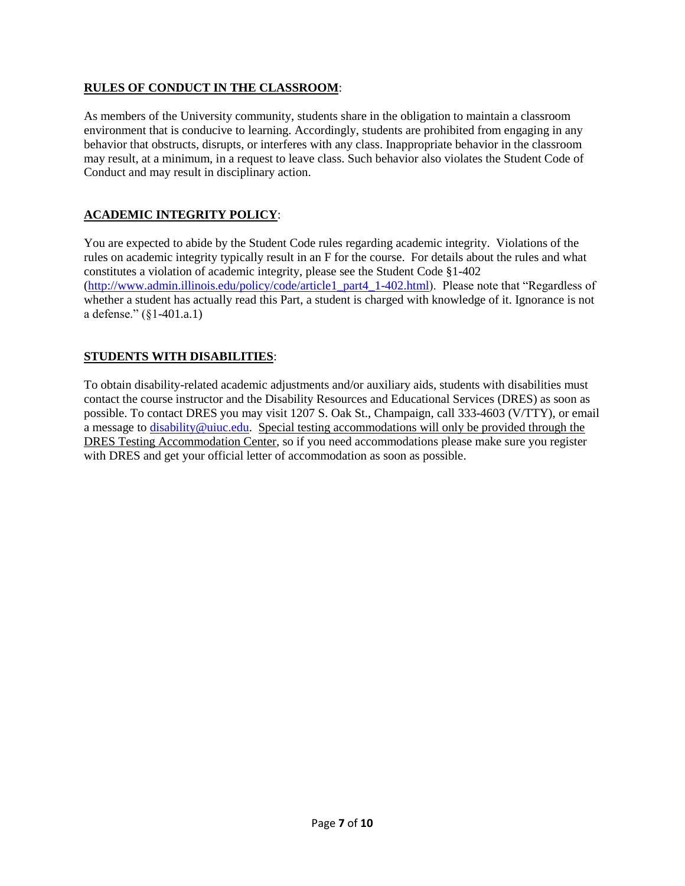**RULES OF CONDUCT IN THE CLASSROOM**:

As members of the University community, students share in the obligation to maintain a classroom environment that is conducive to learning. Accordingly, students are prohibited from engaging in any behavior that obstructs, disrupts, or interferes with any class. Inappropriate behavior in the classroom may result, at a minimum, in a request to leave class. Such behavior also violates the Student Code of Conduct and may result in disciplinary action.

**ACADEMIC INTEGRITY POLICY**:

You are expected to abide by the Student Code rules regarding academic integrity. Violations of the rules on academic integrity typically result in an F for the course. For details about the rules and what constitutes a violation of academic integrity, please see the Student Code §1-402 (http://www.admin.illinois.edu/policy/code/article1_part4_1-402.html). Please note that "Regardless of whether a student has actually read this Part, a student is charged with knowledge of it. Ignorance is not a defense." (§1-401.a.1)

**STUDENTS WITH DISABILITIES**:

To obtain disability-related academic adjustments and/or auxiliary aids, students with disabilities must contact the course instructor and the Disability Resources and Educational Services (DRES) as soon as possible. To contact DRES you may visit 1207 S. Oak St., Champaign, call 333-4603 (V/TTY), or email a message to disability@uiuc.edu. Special testing accommodations will only be provided through the DRES Testing Accommodation Center, so if you need accommodations please make sure you register with DRES and get your official letter of accommodation as soon as possible.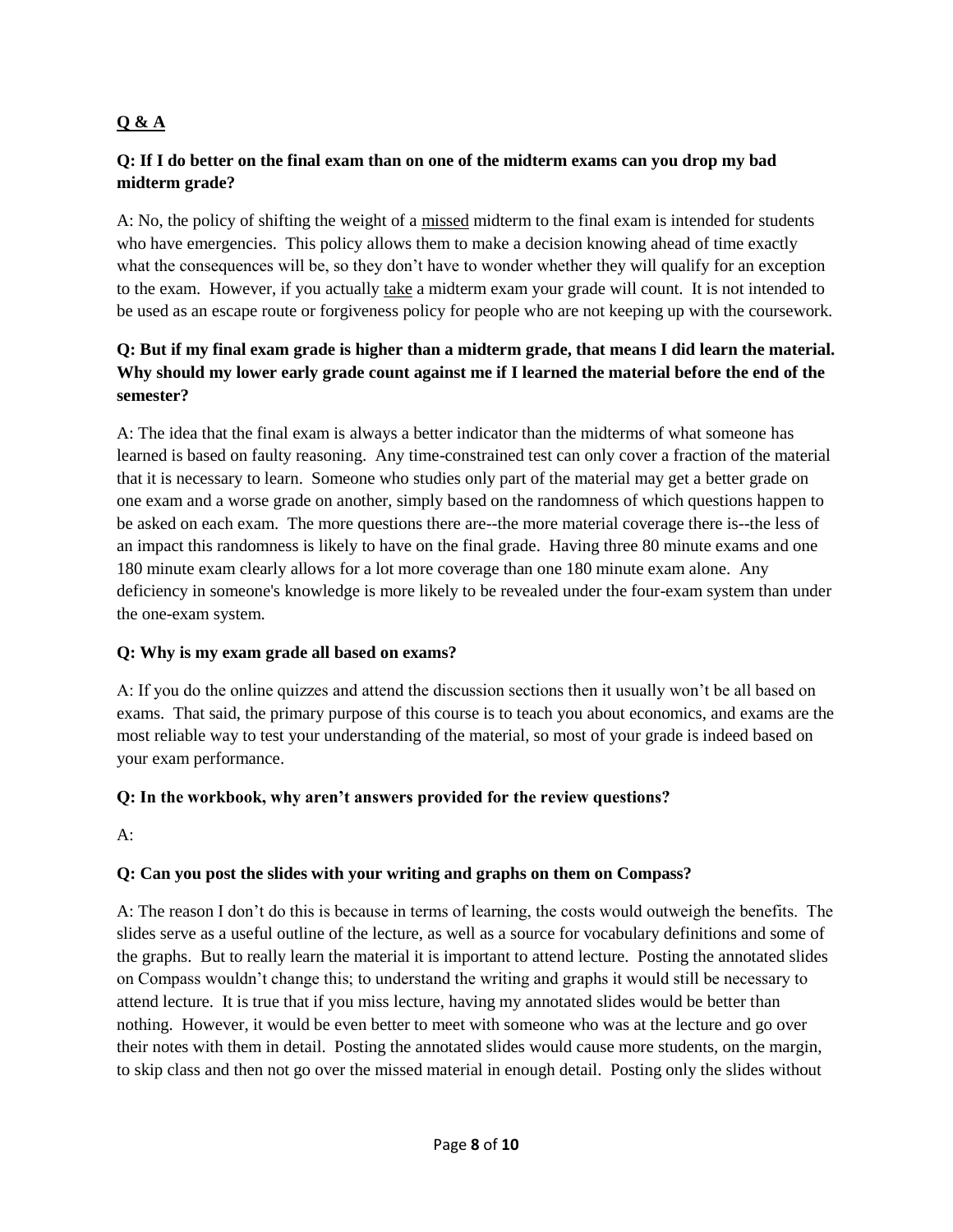## Q & A

### Q: If I do better on the final exam than on one of the midterm exams can you drop my bad midterm grade?

A: No, the policy of shifting the weight of a missed midterm to the final exam is intended for students who have emergencies. This policy allows them to make a decision knowing ahead of time exactly what the consequences will be, so they don't have to wonder whether they will qualify for an exception to the exam. However, if you actually take a midterm exam your grade will count. It is not intended to be used as an escape route or forgiveness policy for people who are not keeping up with the coursework.

### Q: But if my final exam grade is higher than a midterm grade, that means I did learn the material. Why should my lower early grade count against me if I learned the material before the end of the semester?

A: The idea that the final exam is always a better indicator than the midterms of what someone has learned is based on faulty reasoning. Any time-constrained test can only cover a fraction of the material that it is necessary to learn. Someone who studies only part of the material may get a better grade on one exam and a worse grade on another, simply based on the randomness of which questions happen to be asked on each exam. The more questions there are--the more material coverage there is--the less of an impact this randomness is likely to have on the final grade. Having three 80 minute exams and one 180 minute exam clearly allows for a lot more coverage than one 180 minute exam alone. Any deficiency in someone's knowledge is more likely to be revealed under the four-exam system than under the one-exam system.

### Q: Why is my exam grade all based on exams?

A: If you do the online quizzes and attend the discussion sections then it usually won't be all based on exams. That said, the primary purpose of this course is to teach you about economics, and exams are the most reliable way to test your understanding of the material, so most of your grade is indeed based on your exam performance.

### Q: In the workbook, why aren't answers provided for the review questions?

A:

### Q: Can you post the slides with your writing and graphs on them on Compass?

A: The reason I don't do this is because in terms of learning, the costs would outweigh the benefits. The slides serve as a useful outline of the lecture, as well as a source for vocabulary definitions and some of the graphs. But to really learn the material it is important to attend lecture. Posting the annotated slides on Compass wouldn't change this; to understand the writing and graphs it would still be necessary to attend lecture. It is true that if you miss lecture, having my annotated slides would be better than nothing. However, it would be even better to meet with someone who was at the lecture and go over their notes with them in detail. Posting the annotated slides would cause more students, on the margin, to skip class and then not go over the missed material in enough detail. Posting only the slides without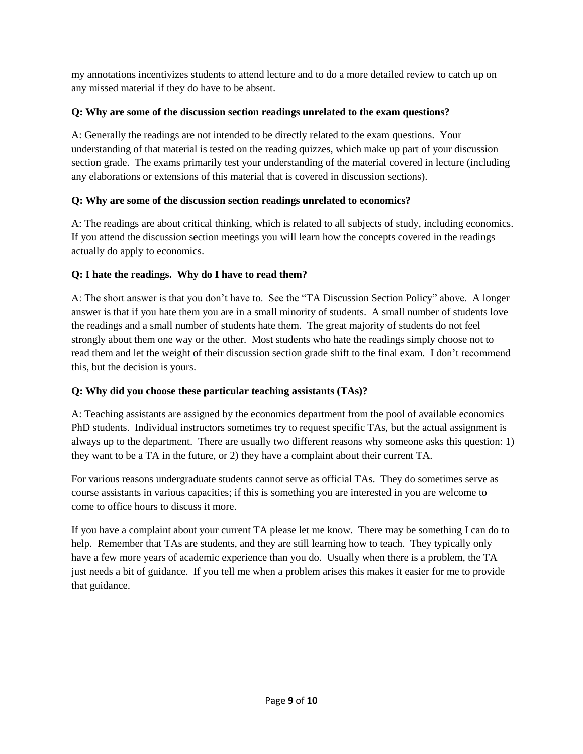my annotations incentivizes students to attend lecture and to do a more detailed review to catch up on any missed material if they do have to be absent.

**Q: Why are some of the discussion section readings unrelated to the exam questions?**

A: Generally the readings are not intended to be directly related to the exam questions. Your understanding of that material is tested on the reading quizzes, which make up part of your discussion section grade. The exams primarily test your understanding of the material covered in lecture (including any elaborations or extensions of this material that is covered in discussion sections).

**Q: Why are some of the discussion section readings unrelated to economics?**

A: The readings are about critical thinking, which is related to all subjects of study, including economics. If you attend the discussion section meetings you will learn how the concepts covered in the readings actually do apply to economics.

**Q: I hate the readings. Why do I have to read them?**

A: The short answer is that you don't have to. See the "TA Discussion Section Policy" above. A longer answer is that if you hate them you are in a small minority of students. A small number of students love the readings and a small number of students hate them. The great majority of students do not feel strongly about them one way or the other. Most students who hate the readings simply choose not to read them and let the weight of their discussion section grade shift to the final exam. I don't recommend this, but the decision is yours.

**Q: Why did you choose these particular teaching assistants (TAs)?**

A: Teaching assistants are assigned by the economics department from the pool of available economics PhD students. Individual instructors sometimes try to request specific TAs, but the actual assignment is always up to the department. There are usually two different reasons why someone asks this question: 1) they want to be a TA in the future, or 2) they have a complaint about their current TA.

For various reasons undergraduate students cannot serve as official TAs. They do sometimes serve as course assistants in various capacities; if this is something you are interested in you are welcome to come to office hours to discuss it more.

If you have a complaint about your current TA please let me know. There may be something I can do to help. Remember that TAs are students, and they are still learning how to teach. They typically only have a few more years of academic experience than you do. Usually when there is a problem, the TA just needs a bit of guidance. If you tell me when a problem arises this makes it easier for me to provide that guidance.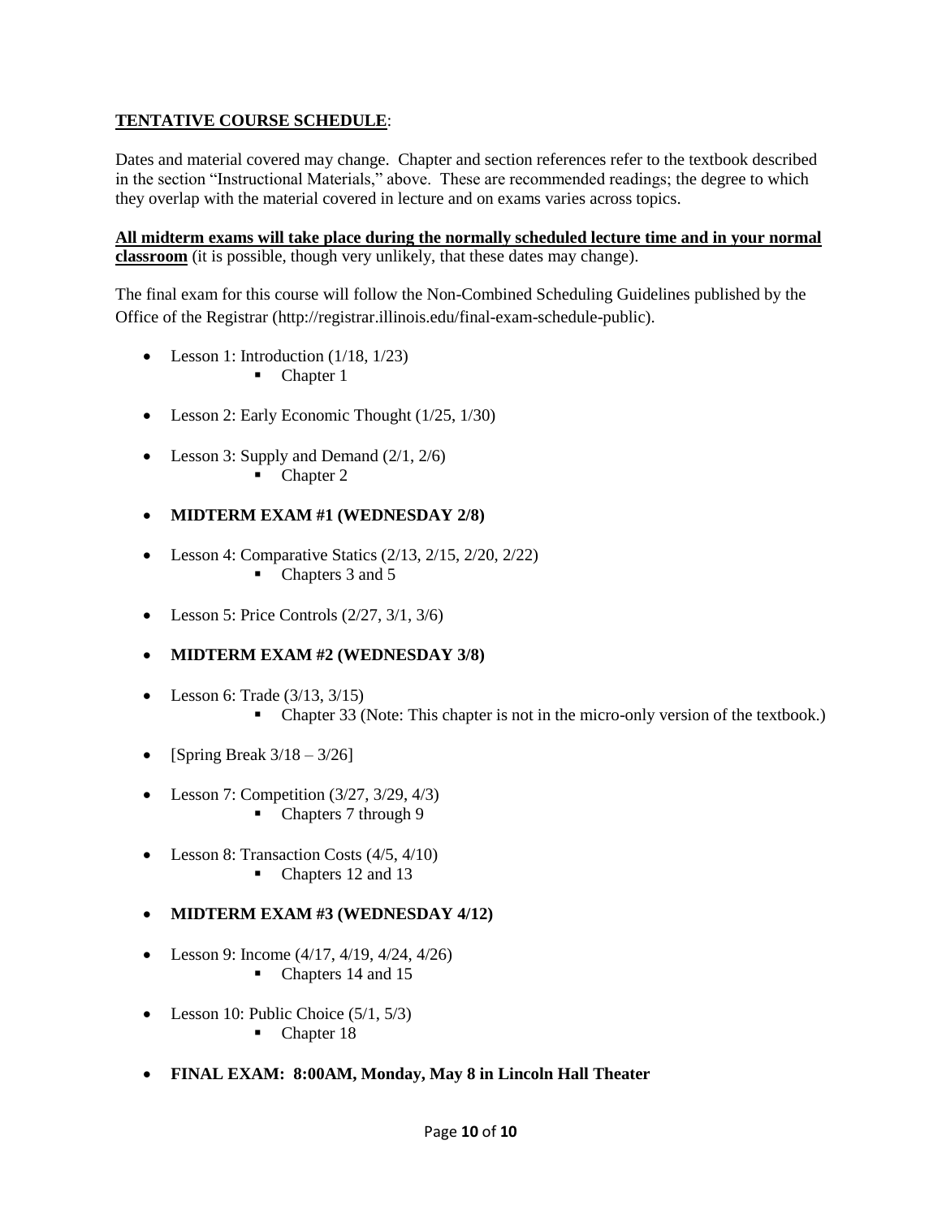**<u>TENTATIVE COURSE SCHEDULE</u>**:

Dates and material covered may change. Chapter and section references refer to the textbook described in the section "Instructional Materials," above. These are recommended readings; the degree to which they overlap with the material covered in lecture and on exams varies across topics.

**<u>All midterm exams will take place during the normally scheduled lecture time and in your normal classroom</u>** (it is possible, though very unlikely, that these dates may change).

The final exam for this course will follow the Non-Combined Scheduling Guidelines published by the Office of the Registrar (http://registrar.illinois.edu/final-exam-schedule-public).

- Lesson 1: Introduction (1/18, 1/23)
  - Chapter 1
- Lesson 2: Early Economic Thought (1/25, 1/30)
- Lesson 3: Supply and Demand (2/1, 2/6)
  - Chapter 2
- **MIDTERM EXAM #1 (WEDNESDAY 2/8)**
- Lesson 4: Comparative Statics (2/13, 2/15, 2/20, 2/22)
  - Chapters 3 and 5
- Lesson 5: Price Controls (2/27, 3/1, 3/6)
- **MIDTERM EXAM #2 (WEDNESDAY 3/8)**
- Lesson 6: Trade (3/13, 3/15)
  - Chapter 33 (Note: This chapter is not in the micro-only version of the textbook.)
- [Spring Break 3/18 – 3/26]
- Lesson 7: Competition (3/27, 3/29, 4/3)
  - Chapters 7 through 9
- Lesson 8: Transaction Costs (4/5, 4/10)
  - Chapters 12 and 13
- **MIDTERM EXAM #3 (WEDNESDAY 4/12)**
- Lesson 9: Income (4/17, 4/19, 4/24, 4/26)
  - Chapters 14 and 15
- Lesson 10: Public Choice (5/1, 5/3)
  - Chapter 18
- **FINAL EXAM: 8:00AM, Monday, May 8 in Lincoln Hall Theater**